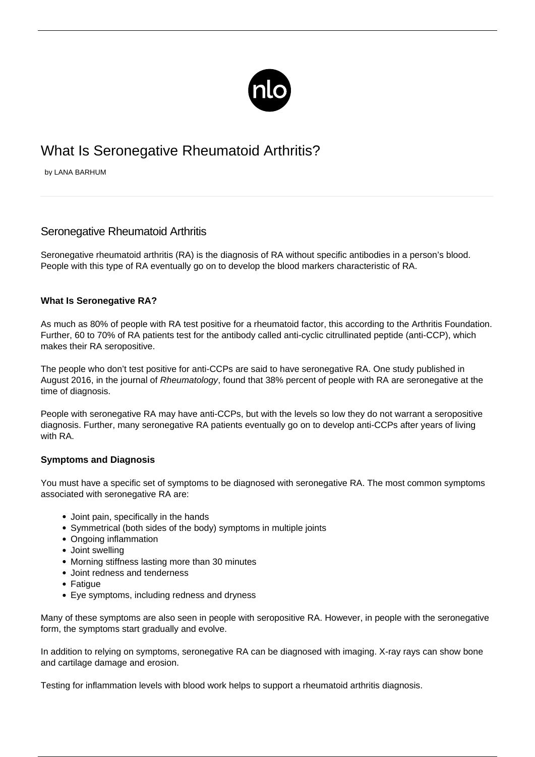# What Is Seronegative Rheumatoid Arthritis?

by LANA BARHUM

## Seronegative Rheumatoid Arthritis

Seronegative rheumatoid arthritis (RA) is the diagnosis of RA without specific antibodies in a person's blood. People with this type of RA eventually go on to develop the blood markers characteristic of RA.

### What Is Seronegative RA?

As much as 80% of people with RA test positive for a rheumatoid factor, this according to the Arthritis Foundation. Further, 60 to 70% of RA patients test for the antibody called anti-cyclic citrullinated peptide (anti-CCP), which makes their RA seropositive.

The people who don't test positive for anti-CCPs are said to have seronegative RA. One study published in August 2016, in the journal of *Rheumatology*, found that 38% percent of people with RA are seronegative at the time of diagnosis.

People with seronegative RA may have anti-CCPs, but with the levels so low they do not warrant a seropositive diagnosis. Further, many seronegative RA patients eventually go on to develop anti-CCPs after years of living with RA.

### Symptoms and Diagnosis

You must have a specific set of symptoms to be diagnosed with seronegative RA. The most common symptoms associated with seronegative RA are:

- Joint pain, specifically in the hands
- Symmetrical (both sides of the body) symptoms in multiple joints
- Ongoing inflammation
- Joint swelling
- Morning stiffness lasting more than 30 minutes
- Joint redness and tenderness
- Fatigue
- Eye symptoms, including redness and dryness

Many of these symptoms are also seen in people with seropositive RA. However, in people with the seronegative form, the symptoms start gradually and evolve.

In addition to relying on symptoms, seronegative RA can be diagnosed with imaging. X-ray rays can show bone and cartilage damage and erosion.

Testing for inflammation levels with blood work helps to support a rheumatoid arthritis diagnosis.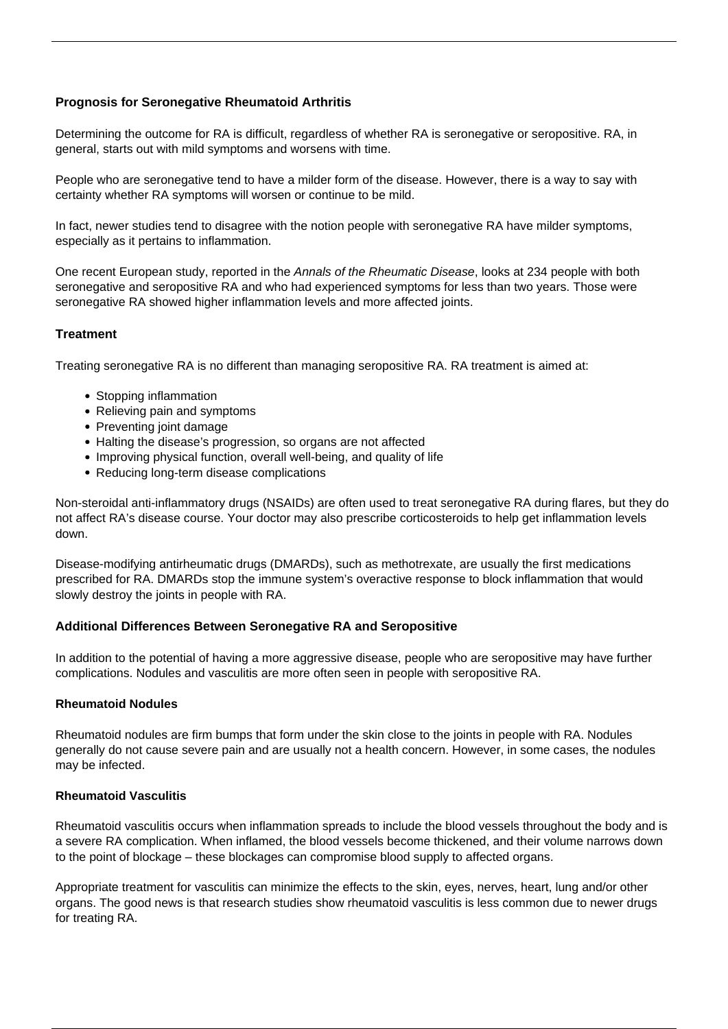**Prognosis for Seronegative Rheumatoid Arthritis**

Determining the outcome for RA is difficult, regardless of whether RA is seronegative or seropositive. RA, in general, starts out with mild symptoms and worsens with time.

People who are seronegative tend to have a milder form of the disease. However, there is a way to say with certainty whether RA symptoms will worsen or continue to be mild.

In fact, newer studies tend to disagree with the notion people with seronegative RA have milder symptoms, especially as it pertains to inflammation.

One recent European study, reported in the *Annals of the Rheumatic Disease*, looks at 234 people with both seronegative and seropositive RA and who had experienced symptoms for less than two years. Those were seronegative RA showed higher inflammation levels and more affected joints.

**Treatment**

Treating seronegative RA is no different than managing seropositive RA. RA treatment is aimed at:

- Stopping inflammation
- Relieving pain and symptoms
- Preventing joint damage
- Halting the disease's progression, so organs are not affected
- Improving physical function, overall well-being, and quality of life
- Reducing long-term disease complications

Non-steroidal anti-inflammatory drugs (NSAIDs) are often used to treat seronegative RA during flares, but they do not affect RA's disease course. Your doctor may also prescribe corticosteroids to help get inflammation levels down.

Disease-modifying antirheumatic drugs (DMARDs), such as methotrexate, are usually the first medications prescribed for RA. DMARDs stop the immune system's overactive response to block inflammation that would slowly destroy the joints in people with RA.

**Additional Differences Between Seronegative RA and Seropositive**

In addition to the potential of having a more aggressive disease, people who are seropositive may have further complications. Nodules and vasculitis are more often seen in people with seropositive RA.

**Rheumatoid Nodules**

Rheumatoid nodules are firm bumps that form under the skin close to the joints in people with RA. Nodules generally do not cause severe pain and are usually not a health concern. However, in some cases, the nodules may be infected.

**Rheumatoid Vasculitis**

Rheumatoid vasculitis occurs when inflammation spreads to include the blood vessels throughout the body and is a severe RA complication. When inflamed, the blood vessels become thickened, and their volume narrows down to the point of blockage – these blockages can compromise blood supply to affected organs.

Appropriate treatment for vasculitis can minimize the effects to the skin, eyes, nerves, heart, lung and/or other organs. The good news is that research studies show rheumatoid vasculitis is less common due to newer drugs for treating RA.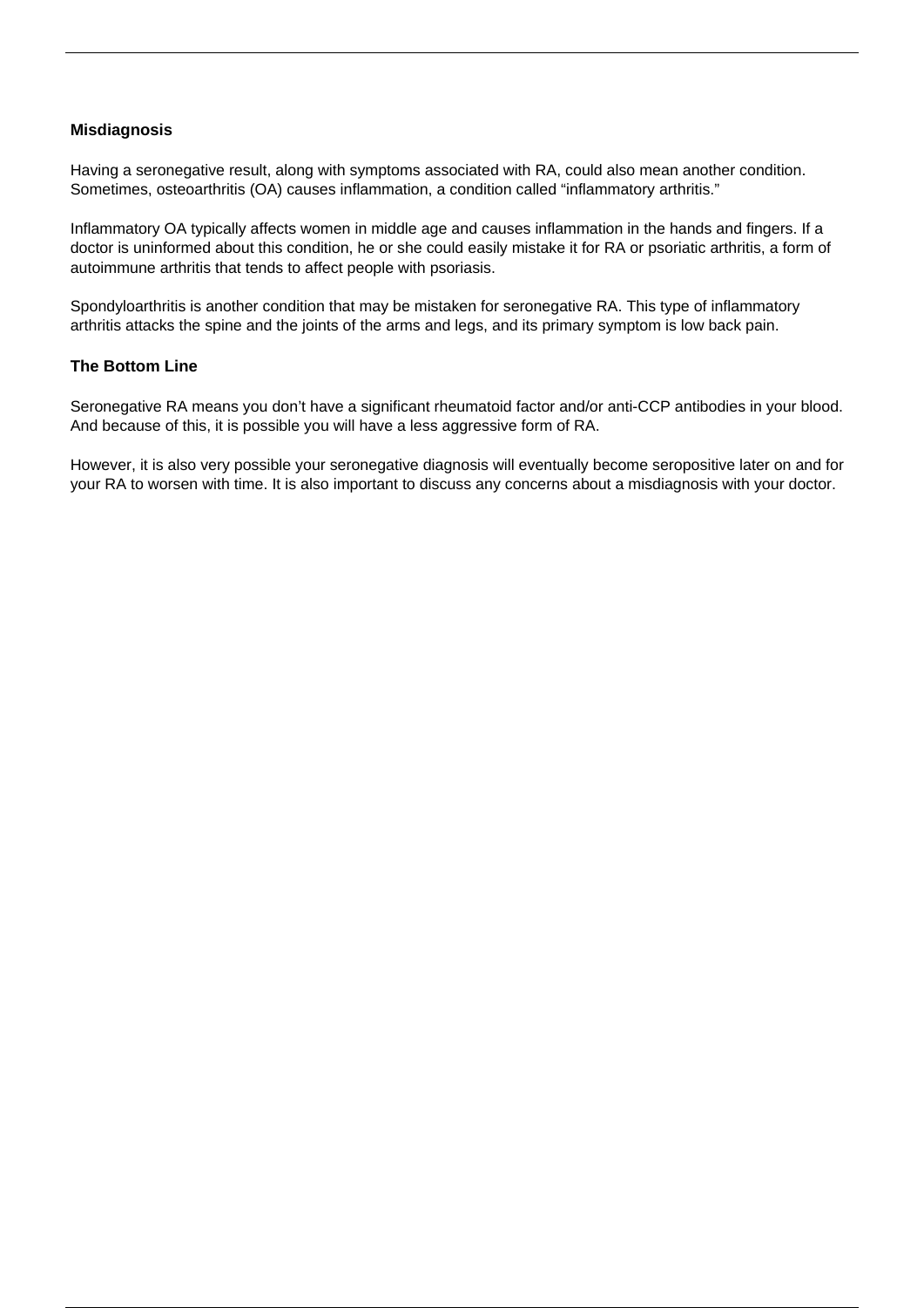### Misdiagnosis

Having a seronegative result, along with symptoms associated with RA, could also mean another condition. Sometimes, osteoarthritis (OA) causes inflammation, a condition called “inflammatory arthritis.”

Inflammatory OA typically affects women in middle age and causes inflammation in the hands and fingers. If a doctor is uninformed about this condition, he or she could easily mistake it for RA or psoriatic arthritis, a form of autoimmune arthritis that tends to affect people with psoriasis.

Spondyloarthritis is another condition that may be mistaken for seronegative RA. This type of inflammatory arthritis attacks the spine and the joints of the arms and legs, and its primary symptom is low back pain.

### The Bottom Line

Seronegative RA means you don’t have a significant rheumatoid factor and/or anti-CCP antibodies in your blood. And because of this, it is possible you will have a less aggressive form of RA.

However, it is also very possible your seronegative diagnosis will eventually become seropositive later on and for your RA to worsen with time. It is also important to discuss any concerns about a misdiagnosis with your doctor.